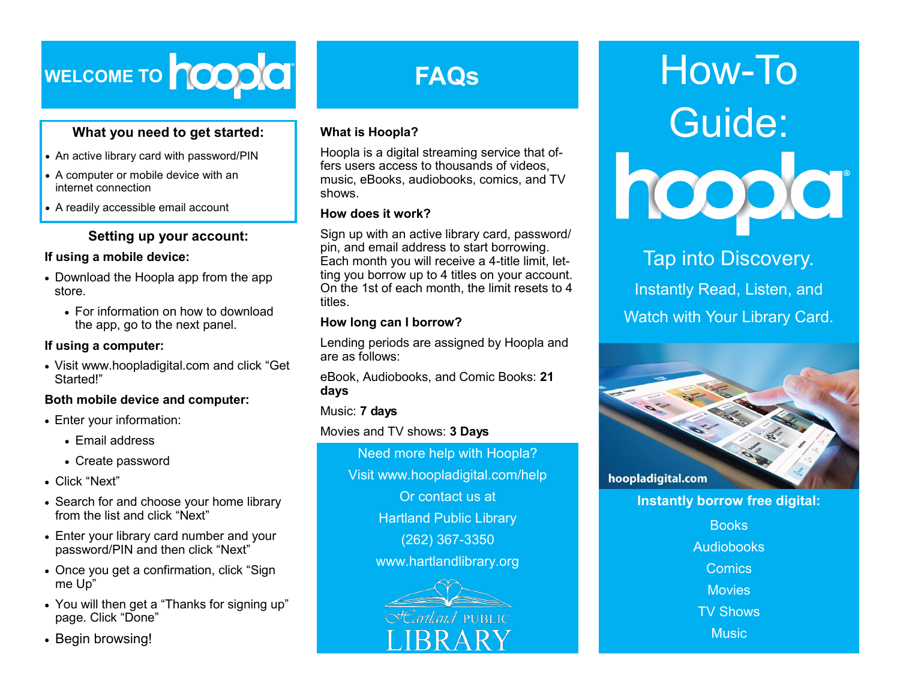# WELCOME TO hoopla

### What you need to get started:

- An active library card with password/PIN
- A computer or mobile device with an internet connection
- A readily accessible email account

### Setting up your account:

**If using a mobile device:**

- Download the Hoopla app from the app store.
  - For information on how to download the app, go to the next panel.

**If using a computer:**

- Visit www.hoopladigital.com and click "Get Started!"

**Both mobile device and computer:**

- Enter your information:
  - Email address
  - Create password
- Click "Next"
- Search for and choose your home library from the list and click "Next"
- Enter your library card number and your password/PIN and then click "Next"
- Once you get a confirmation, click "Sign me Up"
- You will then get a "Thanks for signing up" page. Click "Done"
- Begin browsing!

# FAQs

**What is Hoopla?**

Hoopla is a digital streaming service that offers users access to thousands of videos, music, eBooks, audiobooks, comics, and TV shows.

**How does it work?**

Sign up with an active library card, password/pin, and email address to start borrowing. Each month you will receive a 4-title limit, letting you borrow up to 4 titles on your account. On the 1st of each month, the limit resets to 4 titles.

**How long can I borrow?**

Lending periods are assigned by Hoopla and are as follows:

eBook, Audiobooks, and Comic Books: **21 days**

Music: **7 days**

Movies and TV shows: **3 Days**

Need more help with Hoopla?

Visit www.hoopladigital.com/help

Or contact us at

Hartland Public Library

(262) 367-3350

www.hartlandlibrary.org

Hartland PUBLIC LIBRARY

# How-To Guide: hoopla

Tap into Discovery.

Instantly Read, Listen, and Watch with Your Library Card.

hoopladigital.com

**Instantly borrow free digital:**

Books

Audiobooks

Comics

Movies

TV Shows

Music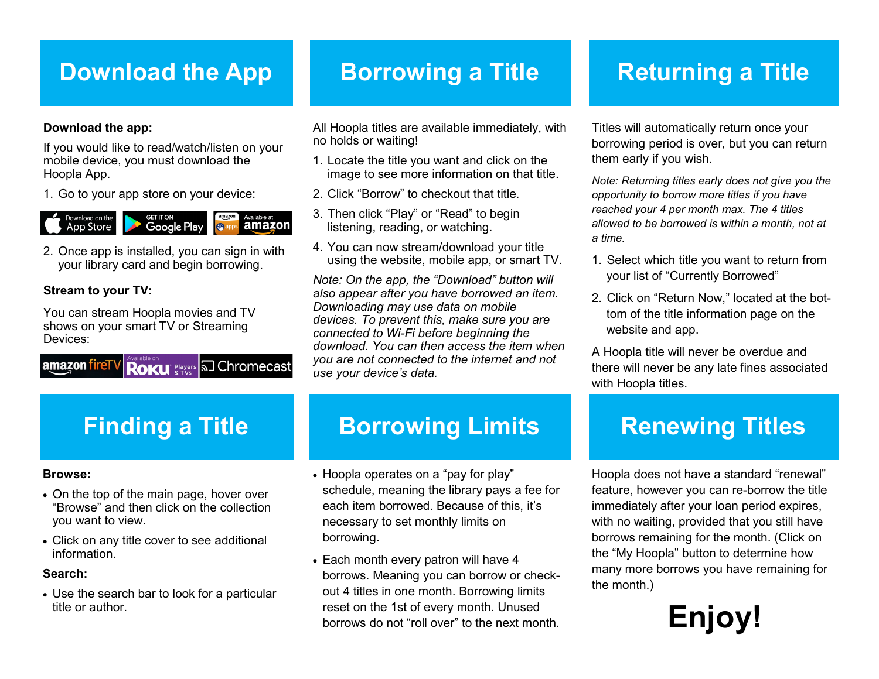## Download the App

**Download the app:**

If you would like to read/watch/listen on your mobile device, you must download the Hoopla App.

1. Go to your app store on your device:

Download on the App Store | GET IT ON Google Play | amazon apps Available at amazon

2. Once app is installed, you can sign in with your library card and begin borrowing.

**Stream to your TV:**

You can stream Hoopla movies and TV shows on your smart TV or Streaming Devices:

amazon fireTV | Available on ROKU Players & TVs | Chromecast

## Borrowing a Title

All Hoopla titles are available immediately, with no holds or waiting!

1. Locate the title you want and click on the image to see more information on that title.
2. Click "Borrow" to checkout that title.
3. Then click "Play" or "Read" to begin listening, reading, or watching.
4. You can now stream/download your title using the website, mobile app, or smart TV.

*Note: On the app, the "Download" button will also appear after you have borrowed an item. Downloading may use data on mobile devices. To prevent this, make sure you are connected to Wi-Fi before beginning the download. You can then access the item when you are not connected to the internet and not use your device's data.*

## Returning a Title

Titles will automatically return once your borrowing period is over, but you can return them early if you wish.

*Note: Returning titles early does not give you the opportunity to borrow more titles if you have reached your 4 per month max. The 4 titles allowed to be borrowed is within a month, not at a time.*

1. Select which title you want to return from your list of "Currently Borrowed"
2. Click on "Return Now," located at the bottom of the title information page on the website and app.

A Hoopla title will never be overdue and there will never be any late fines associated with Hoopla titles.

## Finding a Title

**Browse:**

- On the top of the main page, hover over "Browse" and then click on the collection you want to view.
- Click on any title cover to see additional information.

**Search:**

- Use the search bar to look for a particular title or author.

## Borrowing Limits

- Hoopla operates on a "pay for play" schedule, meaning the library pays a fee for each item borrowed. Because of this, it's necessary to set monthly limits on borrowing.
- Each month every patron will have 4 borrows. Meaning you can borrow or check-out 4 titles in one month. Borrowing limits reset on the 1st of every month. Unused borrows do not "roll over" to the next month.

## Renewing Titles

Hoopla does not have a standard "renewal" feature, however you can re-borrow the title immediately after your loan period expires, with no waiting, provided that you still have borrows remaining for the month. (Click on the "My Hoopla" button to determine how many more borrows you have remaining for the month.)

# Enjoy!